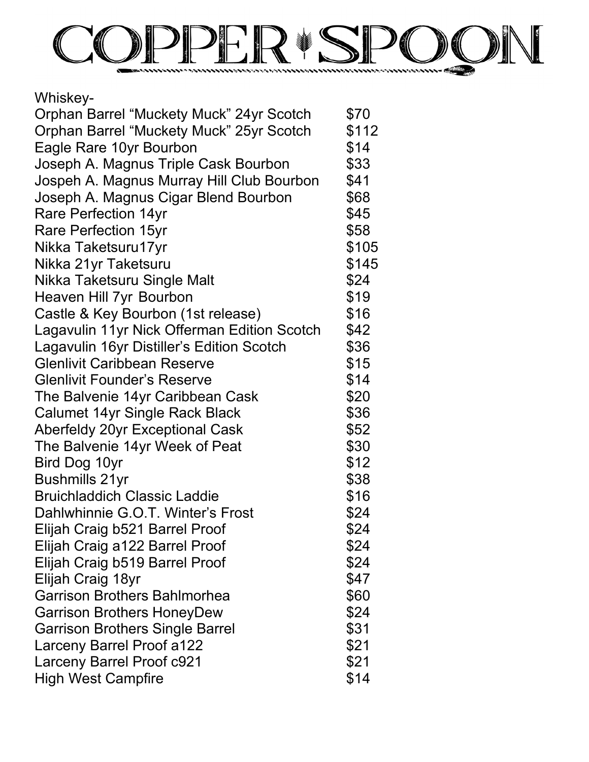# COPPER SPOON

Whiskey-

| | |
|---|---|
| Orphan Barrel “Muckety Muck” 24yr Scotch | $70 |
| Orphan Barrel “Muckety Muck” 25yr Scotch | $112 |
| Eagle Rare 10yr Bourbon | $14 |
| Joseph A. Magnus Triple Cask Bourbon | $33 |
| Jospeh A. Magnus Murray Hill Club Bourbon | $41 |
| Joseph A. Magnus Cigar Blend Bourbon | $68 |
| Rare Perfection 14yr | $45 |
| Rare Perfection 15yr | $58 |
| Nikka Taketsuru17yr | $105 |
| Nikka 21yr Taketsuru | $145 |
| Nikka Taketsuru Single Malt | $24 |
| Heaven Hill 7yr Bourbon | $19 |
| Castle & Key Bourbon (1st release) | $16 |
| Lagavulin 11yr Nick Offerman Edition Scotch | $42 |
| Lagavulin 16yr Distiller’s Edition Scotch | $36 |
| Glenlivit Caribbean Reserve | $15 |
| Glenlivit Founder’s Reserve | $14 |
| The Balvenie 14yr Caribbean Cask | $20 |
| Calumet 14yr Single Rack Black | $36 |
| Aberfeldy 20yr Exceptional Cask | $52 |
| The Balvenie 14yr Week of Peat | $30 |
| Bird Dog 10yr | $12 |
| Bushmills 21yr | $38 |
| Bruichladdich Classic Laddie | $16 |
| Dahlwhinnie G.O.T. Winter’s Frost | $24 |
| Elijah Craig b521 Barrel Proof | $24 |
| Elijah Craig a122 Barrel Proof | $24 |
| Elijah Craig b519 Barrel Proof | $24 |
| Elijah Craig 18yr | $47 |
| Garrison Brothers Bahlmorhea | $60 |
| Garrison Brothers HoneyDew | $24 |
| Garrison Brothers Single Barrel | $31 |
| Larceny Barrel Proof a122 | $21 |
| Larceny Barrel Proof c921 | $21 |
| High West Campfire | $14 |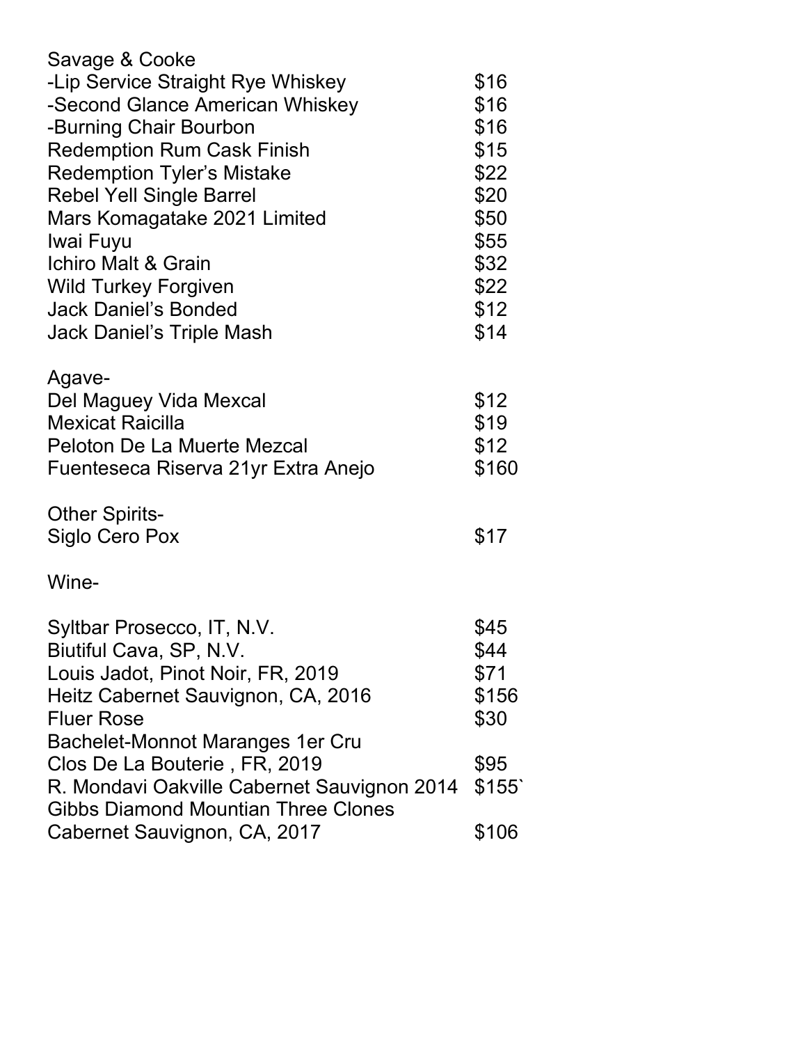Savage & Cooke

| | |
|---|---|
| -Lip Service Straight Rye Whiskey | $16 |
| -Second Glance American Whiskey | $16 |
| -Burning Chair Bourbon | $16 |
| Redemption Rum Cask Finish | $15 |
| Redemption Tyler's Mistake | $22 |
| Rebel Yell Single Barrel | $20 |
| Mars Komagatake 2021 Limited | $50 |
| Iwai Fuyu | $55 |
| Ichiro Malt & Grain | $32 |
| Wild Turkey Forgiven | $22 |
| Jack Daniel's Bonded | $12 |
| Jack Daniel's Triple Mash | $14 |

Agave-

| | |
|---|---|
| Del Maguey Vida Mexcal | $12 |
| Mexicat Raicilla | $19 |
| Peloton De La Muerte Mezcal | $12 |
| Fuenteseca Riserva 21yr Extra Anejo | $160 |

Other Spirits-

| | |
|---|---|
| Siglo Cero Pox | $17 |

Wine-

| | |
|---|---|
| Syltbar Prosecco, IT, N.V. | $45 |
| Biutiful Cava, SP, N.V. | $44 |
| Louis Jadot, Pinot Noir, FR, 2019 | $71 |
| Heitz Cabernet Sauvignon, CA, 2016 | $156 |
| Fluer Rose | $30 |
| Bachelet-Monnot Maranges 1er Cru Clos De La Bouterie , FR, 2019 | $95 |
| R. Mondavi Oakville Cabernet Sauvignon 2014 | $155` |
| Gibbs Diamond Mountian Three Clones Cabernet Sauvignon, CA, 2017 | $106 |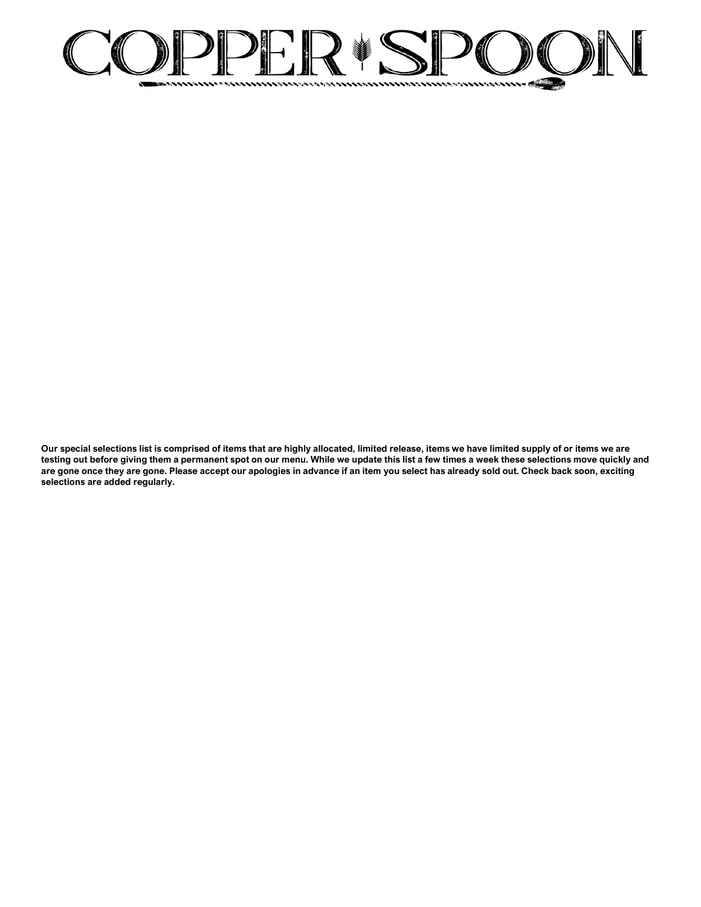# COPPER SPOON

**Our special selections list is comprised of items that are highly allocated, limited release, items we have limited supply of or items we are testing out before giving them a permanent spot on our menu. While we update this list a few times a week these selections move quickly and are gone once they are gone. Please accept our apologies in advance if an item you select has already sold out. Check back soon, exciting selections are added regularly.**